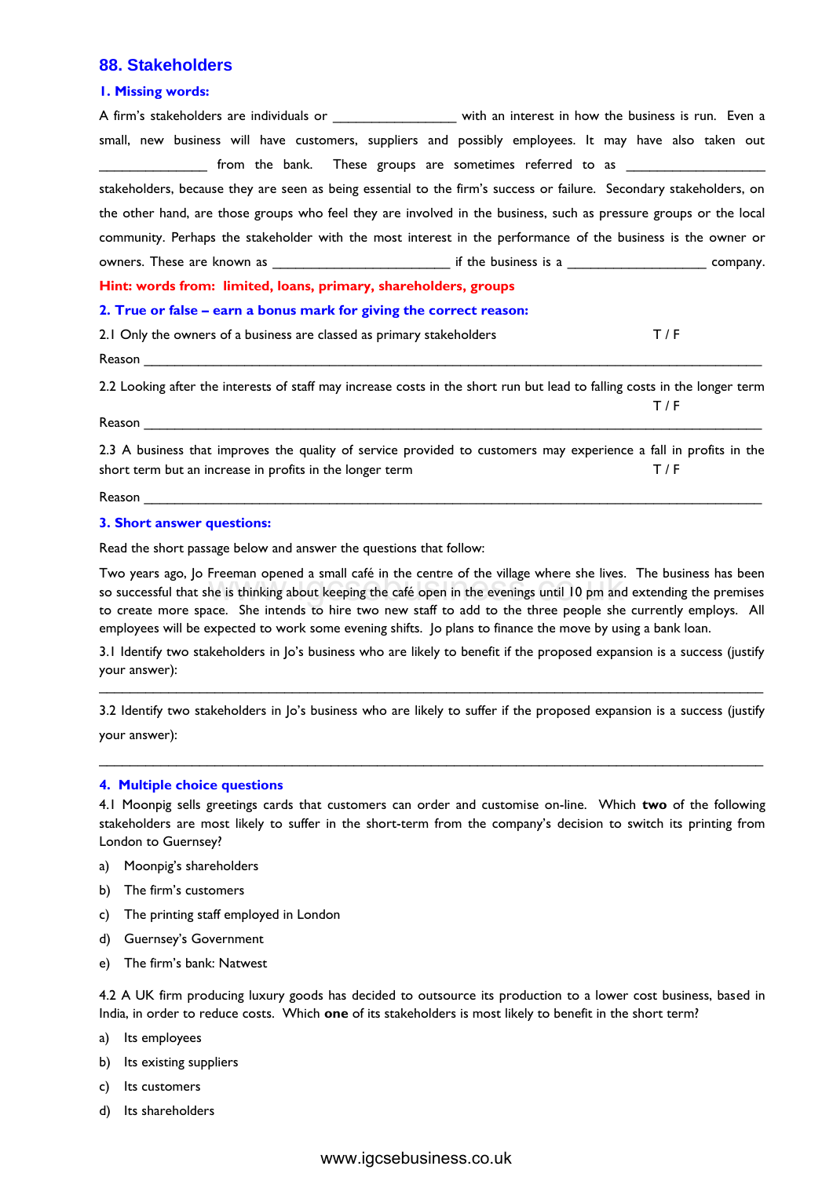## 88. Stakeholders

### 1. Missing words:

A firm's stakeholders are individuals or ________________ with an interest in how the business is run. Even a small, new business will have customers, suppliers and possibly employees. It may have also taken out ______________ from the bank. These groups are sometimes referred to as __________________ stakeholders, because they are seen as being essential to the firm's success or failure. Secondary stakeholders, on the other hand, are those groups who feel they are involved in the business, such as pressure groups or the local community. Perhaps the stakeholder with the most interest in the performance of the business is the owner or owners. These are known as _______________________ if the business is a __________________ company.

**Hint: words from: limited, loans, primary, shareholders, groups**

### 2. True or false – earn a bonus mark for giving the correct reason:

2.1 Only the owners of a business are classed as primary stakeholders T / F

Reason ______________________________________________________________________________

2.2 Looking after the interests of staff may increase costs in the short run but lead to falling costs in the longer term T / F

Reason ______________________________________________________________________________

2.3 A business that improves the quality of service provided to customers may experience a fall in profits in the short term but an increase in profits in the longer term T / F

Reason ______________________________________________________________________________

### 3. Short answer questions:

Read the short passage below and answer the questions that follow:

Two years ago, Jo Freeman opened a small café in the centre of the village where she lives. The business has been so successful that she is thinking about keeping the café open in the evenings until 10 pm and extending the premises to create more space. She intends to hire two new staff to add to the three people she currently employs. All employees will be expected to work some evening shifts. Jo plans to finance the move by using a bank loan.

3.1 Identify two stakeholders in Jo's business who are likely to benefit if the proposed expansion is a success (justify your answer):

______________________________________________________________________________

3.2 Identify two stakeholders in Jo's business who are likely to suffer if the proposed expansion is a success (justify your answer):

______________________________________________________________________________

### 4. Multiple choice questions

4.1 Moonpig sells greetings cards that customers can order and customise on-line. Which **two** of the following stakeholders are most likely to suffer in the short-term from the company's decision to switch its printing from London to Guernsey?

a) Moonpig's shareholders
b) The firm's customers
c) The printing staff employed in London
d) Guernsey's Government
e) The firm's bank: Natwest

4.2 A UK firm producing luxury goods has decided to outsource its production to a lower cost business, based in India, in order to reduce costs. Which **one** of its stakeholders is most likely to benefit in the short term?

a) Its employees
b) Its existing suppliers
c) Its customers
d) Its shareholders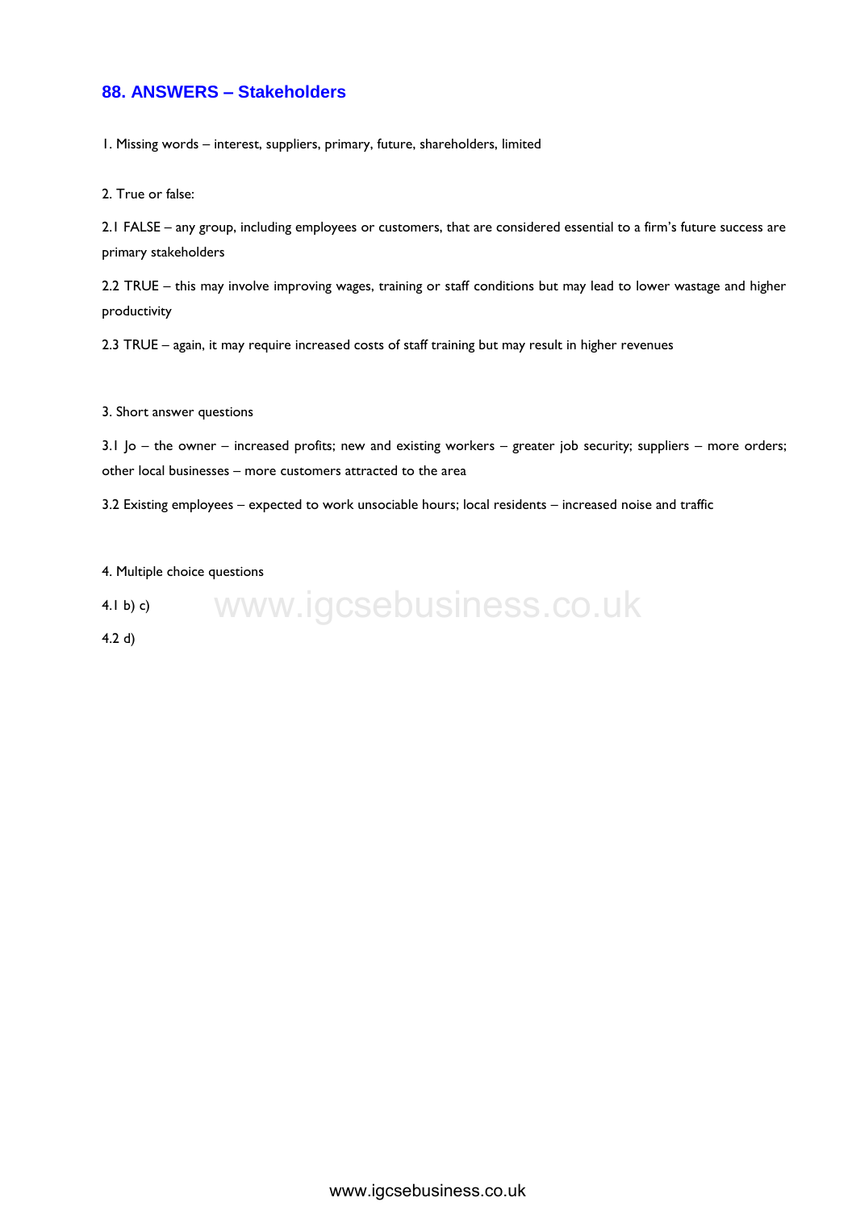## 88. ANSWERS – Stakeholders

1. Missing words – interest, suppliers, primary, future, shareholders, limited

2. True or false:

2.1 FALSE – any group, including employees or customers, that are considered essential to a firm's future success are primary stakeholders

2.2 TRUE – this may involve improving wages, training or staff conditions but may lead to lower wastage and higher productivity

2.3 TRUE – again, it may require increased costs of staff training but may result in higher revenues

3. Short answer questions

3.1 Jo – the owner – increased profits; new and existing workers – greater job security; suppliers – more orders; other local businesses – more customers attracted to the area

3.2 Existing employees – expected to work unsociable hours; local residents – increased noise and traffic

4. Multiple choice questions

4.1 b) c)

4.2 d)